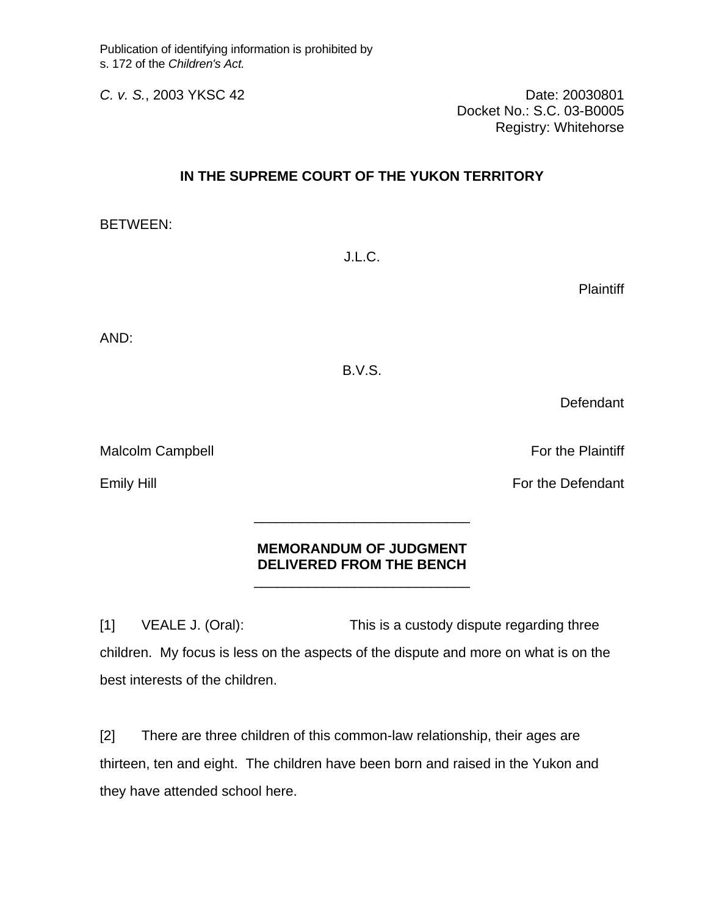Publication of identifying information is prohibited by s. 172 of the *Children's Act.*

*C. v. S.*, 2003 YKSC 42

Date: 20030801
Docket No.: S.C. 03-B0005
Registry: Whitehorse

**IN THE SUPREME COURT OF THE YUKON TERRITORY**

BETWEEN:

J.L.C.

Plaintiff

AND:

B.V.S.

Defendant

Malcolm Campbell — For the Plaintiff

Emily Hill — For the Defendant

---

**MEMORANDUM OF JUDGMENT DELIVERED FROM THE BENCH**

---

[1] VEALE J. (Oral): This is a custody dispute regarding three children. My focus is less on the aspects of the dispute and more on what is on the best interests of the children.

[2] There are three children of this common-law relationship, their ages are thirteen, ten and eight. The children have been born and raised in the Yukon and they have attended school here.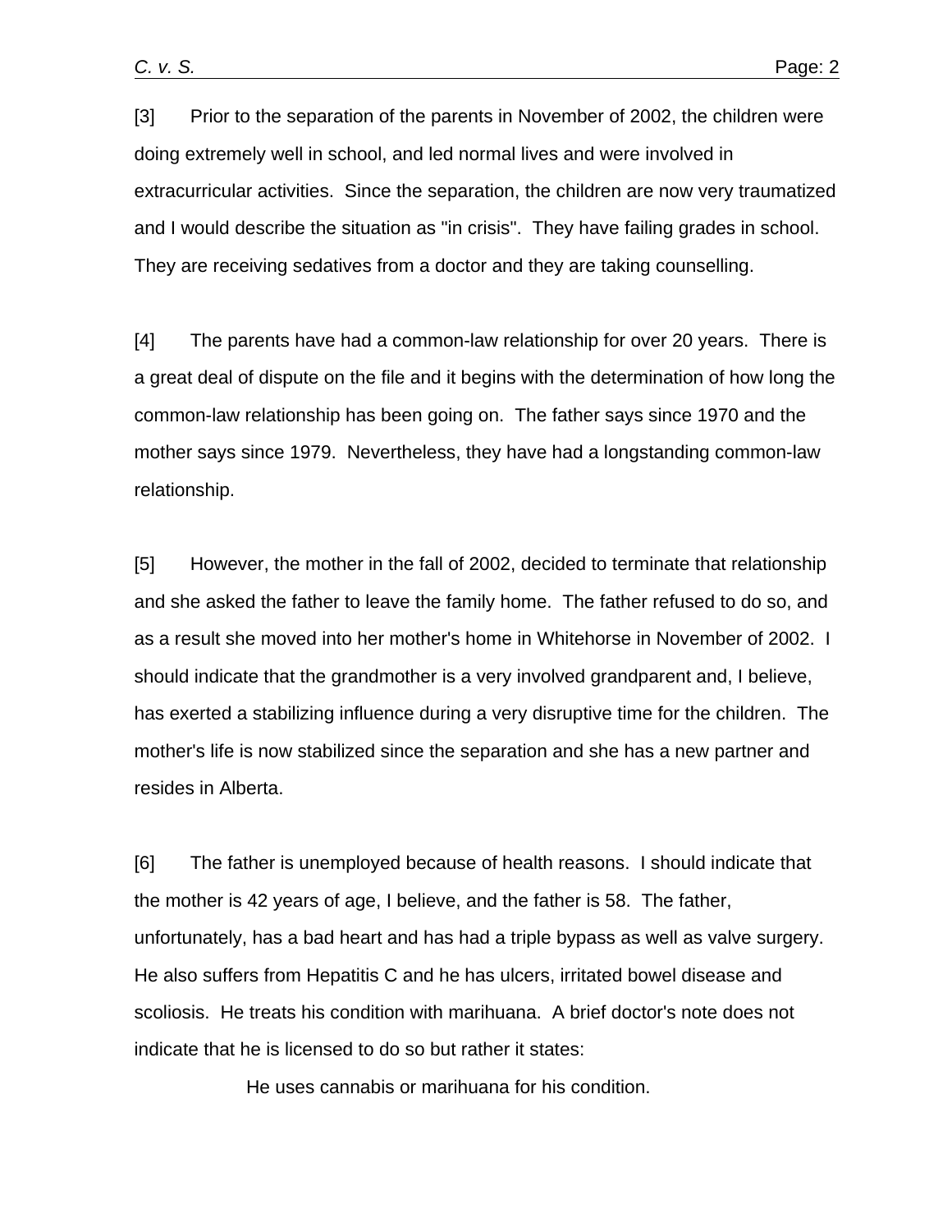[3] Prior to the separation of the parents in November of 2002, the children were doing extremely well in school, and led normal lives and were involved in extracurricular activities. Since the separation, the children are now very traumatized and I would describe the situation as "in crisis". They have failing grades in school. They are receiving sedatives from a doctor and they are taking counselling.

[4] The parents have had a common-law relationship for over 20 years. There is a great deal of dispute on the file and it begins with the determination of how long the common-law relationship has been going on. The father says since 1970 and the mother says since 1979. Nevertheless, they have had a longstanding common-law relationship.

[5] However, the mother in the fall of 2002, decided to terminate that relationship and she asked the father to leave the family home. The father refused to do so, and as a result she moved into her mother's home in Whitehorse in November of 2002. I should indicate that the grandmother is a very involved grandparent and, I believe, has exerted a stabilizing influence during a very disruptive time for the children. The mother's life is now stabilized since the separation and she has a new partner and resides in Alberta.

[6] The father is unemployed because of health reasons. I should indicate that the mother is 42 years of age, I believe, and the father is 58. The father, unfortunately, has a bad heart and has had a triple bypass as well as valve surgery. He also suffers from Hepatitis C and he has ulcers, irritated bowel disease and scoliosis. He treats his condition with marihuana. A brief doctor's note does not indicate that he is licensed to do so but rather it states:

> He uses cannabis or marihuana for his condition.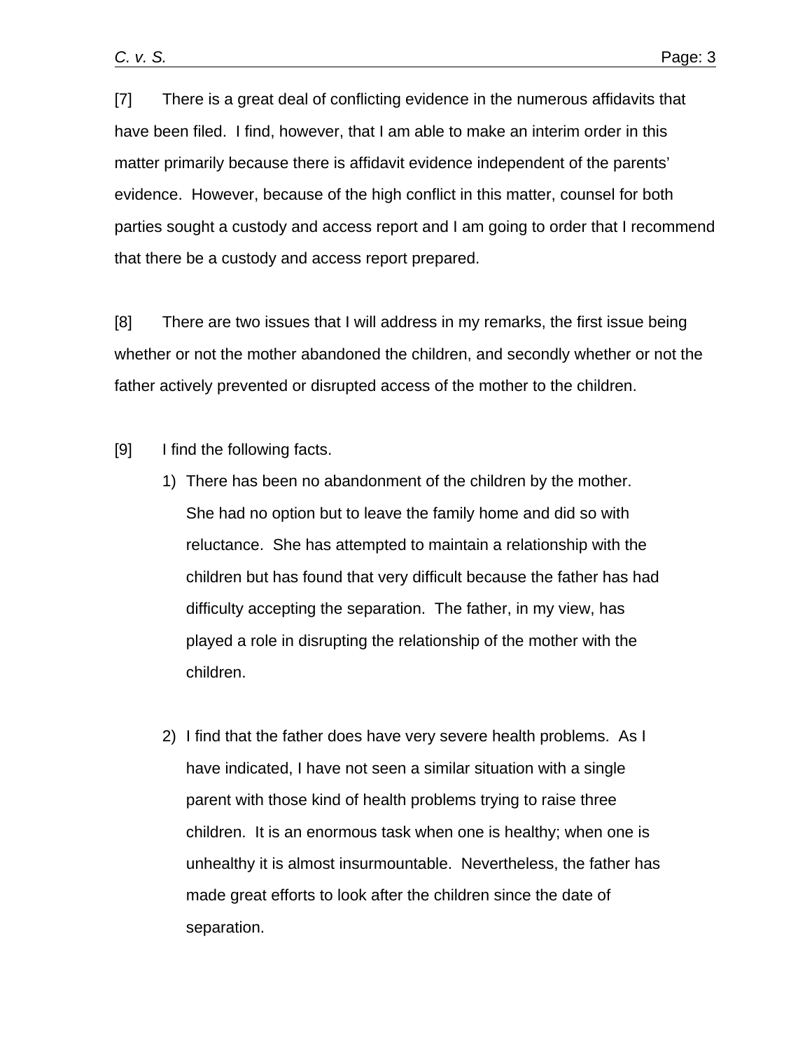[7] There is a great deal of conflicting evidence in the numerous affidavits that have been filed. I find, however, that I am able to make an interim order in this matter primarily because there is affidavit evidence independent of the parents' evidence. However, because of the high conflict in this matter, counsel for both parties sought a custody and access report and I am going to order that I recommend that there be a custody and access report prepared.

[8] There are two issues that I will address in my remarks, the first issue being whether or not the mother abandoned the children, and secondly whether or not the father actively prevented or disrupted access of the mother to the children.

[9] I find the following facts.

1) There has been no abandonment of the children by the mother. She had no option but to leave the family home and did so with reluctance. She has attempted to maintain a relationship with the children but has found that very difficult because the father has had difficulty accepting the separation. The father, in my view, has played a role in disrupting the relationship of the mother with the children.

2) I find that the father does have very severe health problems. As I have indicated, I have not seen a similar situation with a single parent with those kind of health problems trying to raise three children. It is an enormous task when one is healthy; when one is unhealthy it is almost insurmountable. Nevertheless, the father has made great efforts to look after the children since the date of separation.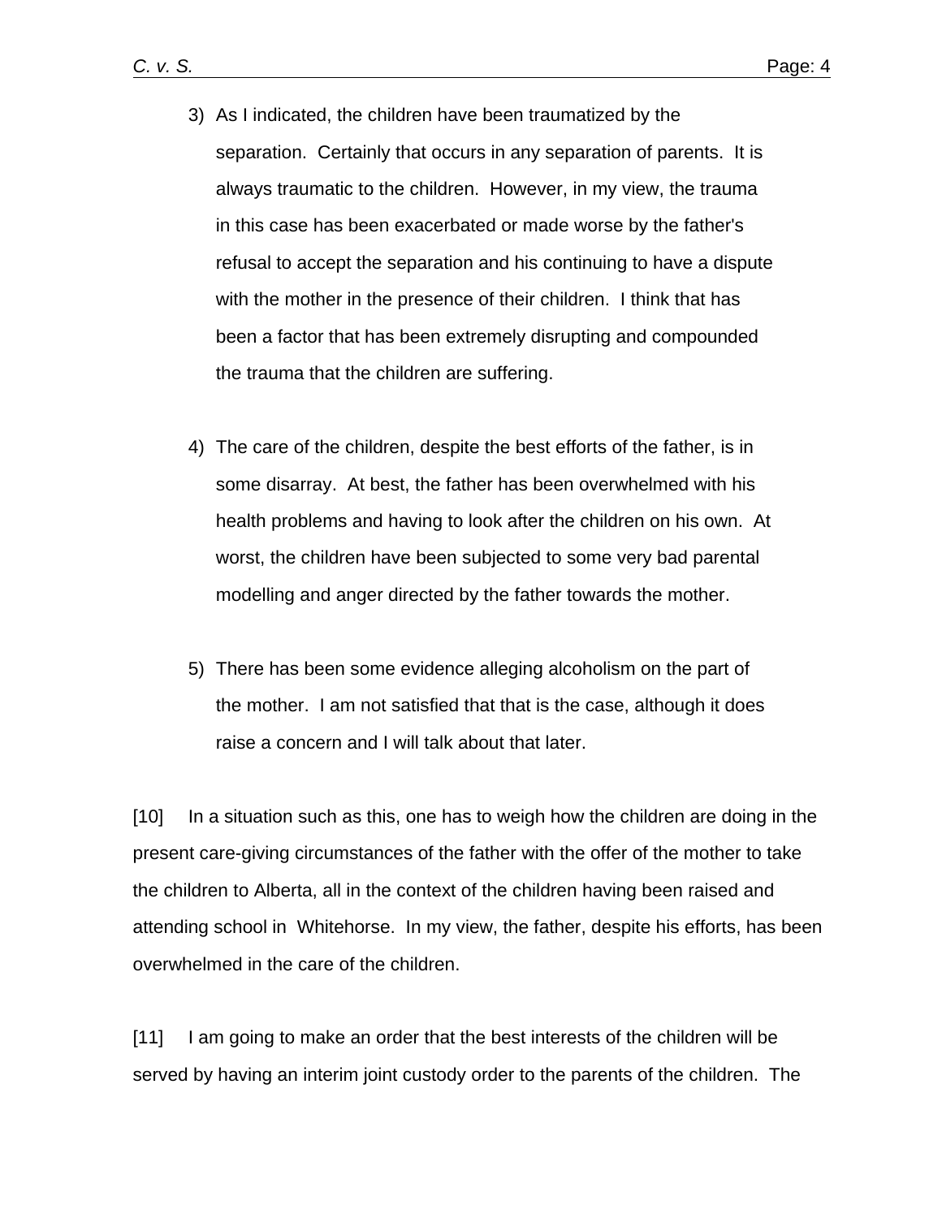3) As I indicated, the children have been traumatized by the separation. Certainly that occurs in any separation of parents. It is always traumatic to the children. However, in my view, the trauma in this case has been exacerbated or made worse by the father's refusal to accept the separation and his continuing to have a dispute with the mother in the presence of their children. I think that has been a factor that has been extremely disrupting and compounded the trauma that the children are suffering.

4) The care of the children, despite the best efforts of the father, is in some disarray. At best, the father has been overwhelmed with his health problems and having to look after the children on his own. At worst, the children have been subjected to some very bad parental modelling and anger directed by the father towards the mother.

5) There has been some evidence alleging alcoholism on the part of the mother. I am not satisfied that that is the case, although it does raise a concern and I will talk about that later.

[10] In a situation such as this, one has to weigh how the children are doing in the present care-giving circumstances of the father with the offer of the mother to take the children to Alberta, all in the context of the children having been raised and attending school in Whitehorse. In my view, the father, despite his efforts, has been overwhelmed in the care of the children.

[11] I am going to make an order that the best interests of the children will be served by having an interim joint custody order to the parents of the children. The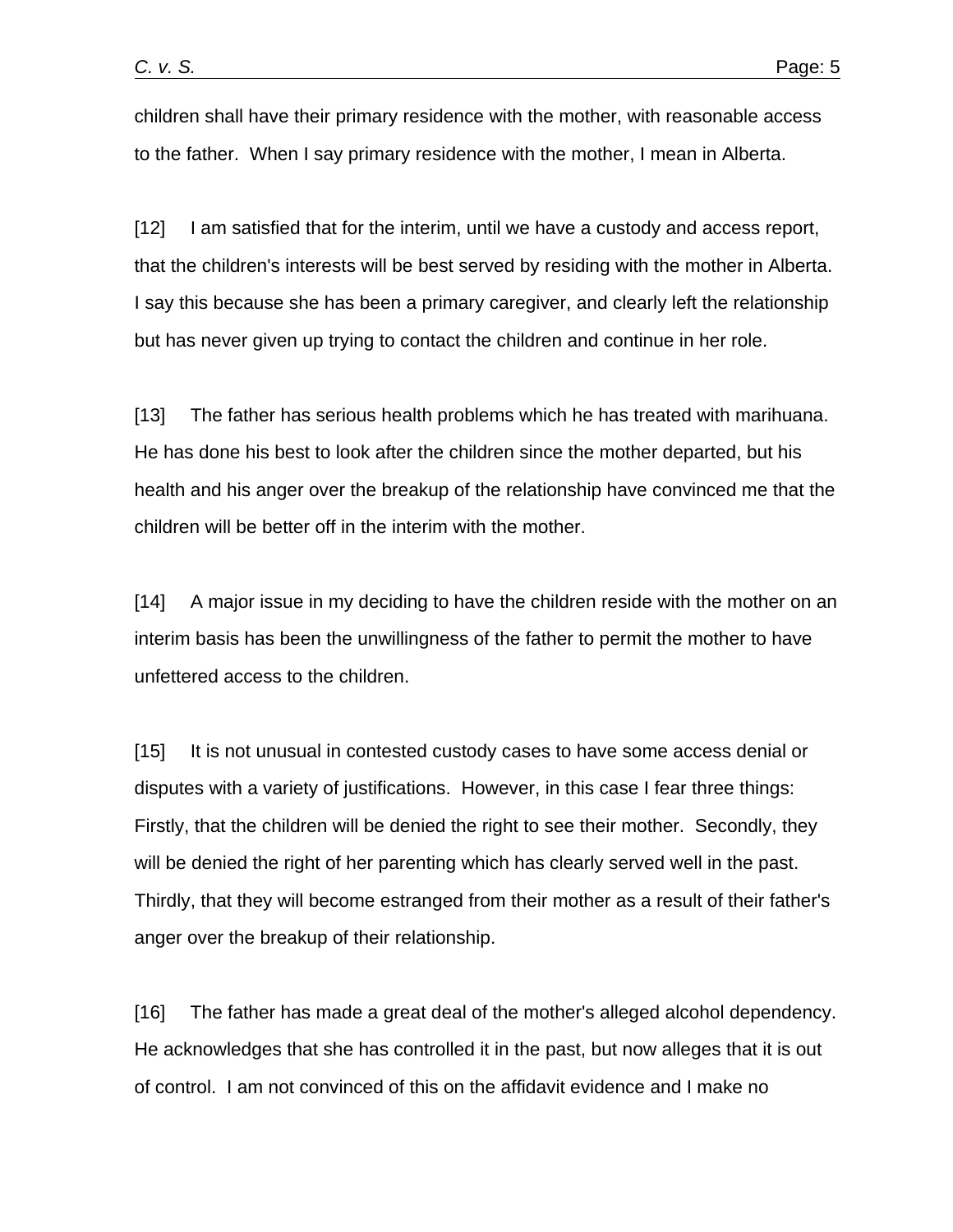children shall have their primary residence with the mother, with reasonable access to the father. When I say primary residence with the mother, I mean in Alberta.

[12] I am satisfied that for the interim, until we have a custody and access report, that the children's interests will be best served by residing with the mother in Alberta. I say this because she has been a primary caregiver, and clearly left the relationship but has never given up trying to contact the children and continue in her role.

[13] The father has serious health problems which he has treated with marihuana. He has done his best to look after the children since the mother departed, but his health and his anger over the breakup of the relationship have convinced me that the children will be better off in the interim with the mother.

[14] A major issue in my deciding to have the children reside with the mother on an interim basis has been the unwillingness of the father to permit the mother to have unfettered access to the children.

[15] It is not unusual in contested custody cases to have some access denial or disputes with a variety of justifications. However, in this case I fear three things: Firstly, that the children will be denied the right to see their mother. Secondly, they will be denied the right of her parenting which has clearly served well in the past. Thirdly, that they will become estranged from their mother as a result of their father's anger over the breakup of their relationship.

[16] The father has made a great deal of the mother's alleged alcohol dependency. He acknowledges that she has controlled it in the past, but now alleges that it is out of control. I am not convinced of this on the affidavit evidence and I make no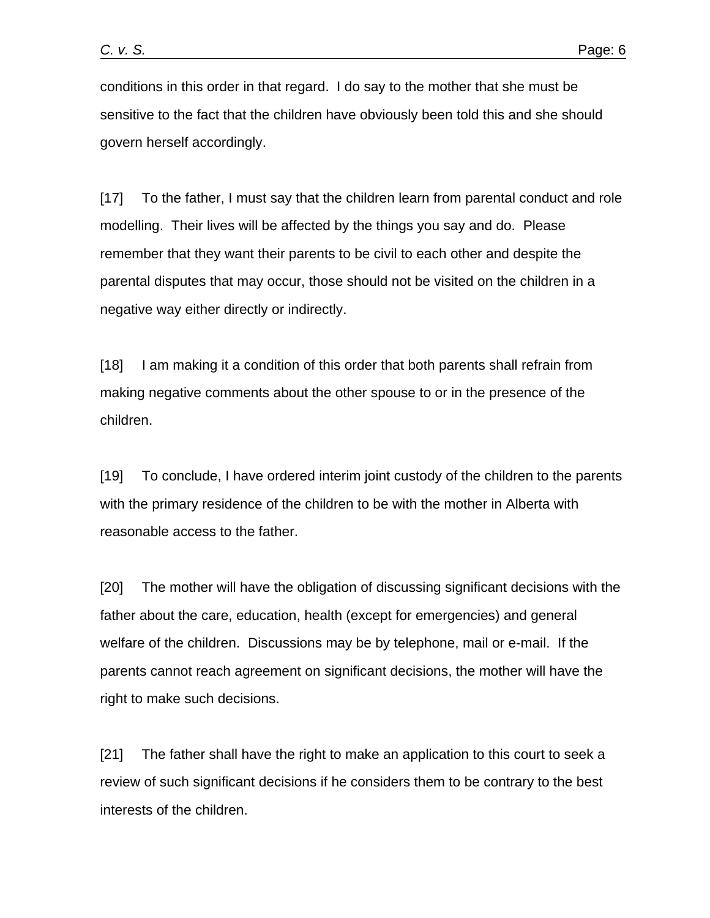conditions in this order in that regard. I do say to the mother that she must be sensitive to the fact that the children have obviously been told this and she should govern herself accordingly.

[17] To the father, I must say that the children learn from parental conduct and role modelling. Their lives will be affected by the things you say and do. Please remember that they want their parents to be civil to each other and despite the parental disputes that may occur, those should not be visited on the children in a negative way either directly or indirectly.

[18] I am making it a condition of this order that both parents shall refrain from making negative comments about the other spouse to or in the presence of the children.

[19] To conclude, I have ordered interim joint custody of the children to the parents with the primary residence of the children to be with the mother in Alberta with reasonable access to the father.

[20] The mother will have the obligation of discussing significant decisions with the father about the care, education, health (except for emergencies) and general welfare of the children. Discussions may be by telephone, mail or e-mail. If the parents cannot reach agreement on significant decisions, the mother will have the right to make such decisions.

[21] The father shall have the right to make an application to this court to seek a review of such significant decisions if he considers them to be contrary to the best interests of the children.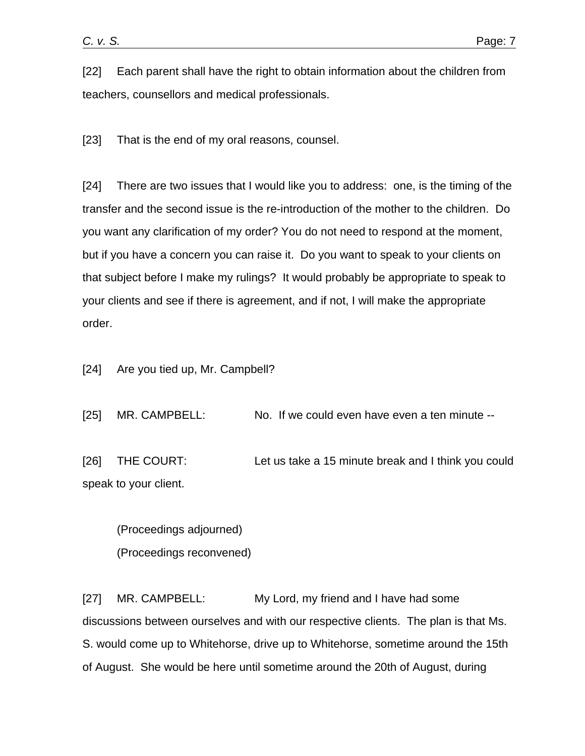[22] Each parent shall have the right to obtain information about the children from teachers, counsellors and medical professionals.

[23] That is the end of my oral reasons, counsel.

[24] There are two issues that I would like you to address: one, is the timing of the transfer and the second issue is the re-introduction of the mother to the children. Do you want any clarification of my order? You do not need to respond at the moment, but if you have a concern you can raise it. Do you want to speak to your clients on that subject before I make my rulings? It would probably be appropriate to speak to your clients and see if there is agreement, and if not, I will make the appropriate order.

[24] Are you tied up, Mr. Campbell?

[25] MR. CAMPBELL: No. If we could even have even a ten minute --

[26] THE COURT: Let us take a 15 minute break and I think you could speak to your client.

(Proceedings adjourned)
(Proceedings reconvened)

[27] MR. CAMPBELL: My Lord, my friend and I have had some discussions between ourselves and with our respective clients. The plan is that Ms. S. would come up to Whitehorse, drive up to Whitehorse, sometime around the 15th of August. She would be here until sometime around the 20th of August, during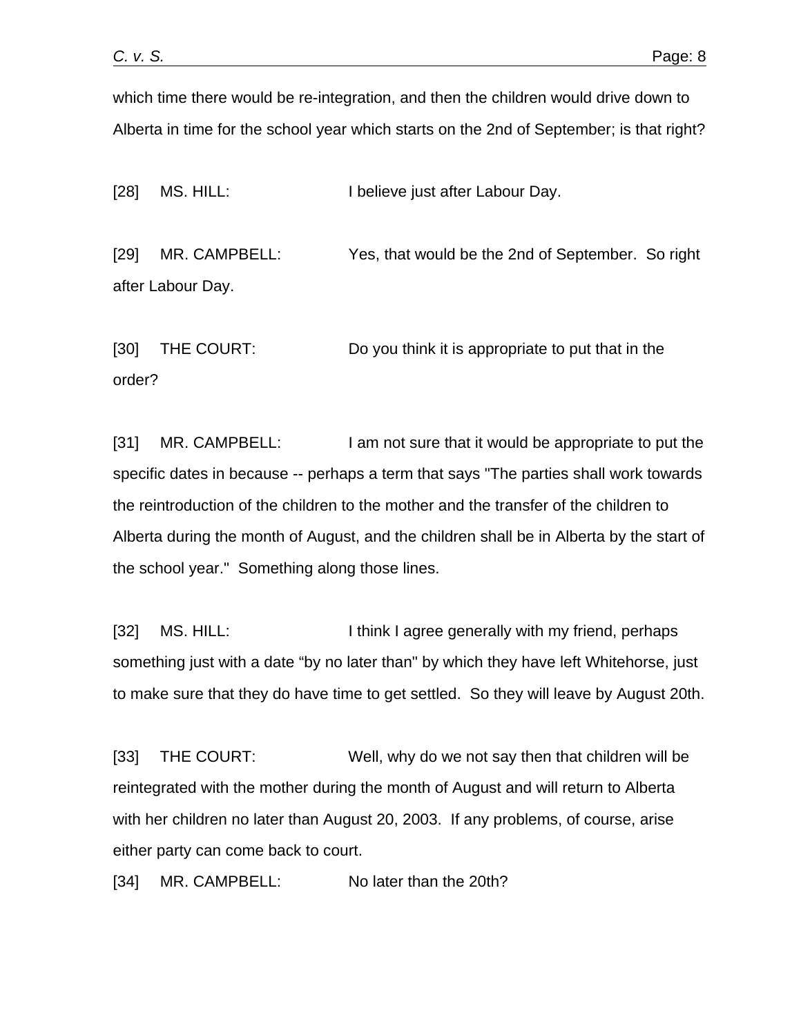which time there would be re-integration, and then the children would drive down to Alberta in time for the school year which starts on the 2nd of September; is that right?

[28] MS. HILL: I believe just after Labour Day.

[29] MR. CAMPBELL: Yes, that would be the 2nd of September. So right after Labour Day.

[30] THE COURT: Do you think it is appropriate to put that in the order?

[31] MR. CAMPBELL: I am not sure that it would be appropriate to put the specific dates in because -- perhaps a term that says "The parties shall work towards the reintroduction of the children to the mother and the transfer of the children to Alberta during the month of August, and the children shall be in Alberta by the start of the school year." Something along those lines.

[32] MS. HILL: I think I agree generally with my friend, perhaps something just with a date “by no later than" by which they have left Whitehorse, just to make sure that they do have time to get settled. So they will leave by August 20th.

[33] THE COURT: Well, why do we not say then that children will be reintegrated with the mother during the month of August and will return to Alberta with her children no later than August 20, 2003. If any problems, of course, arise either party can come back to court.

[34] MR. CAMPBELL: No later than the 20th?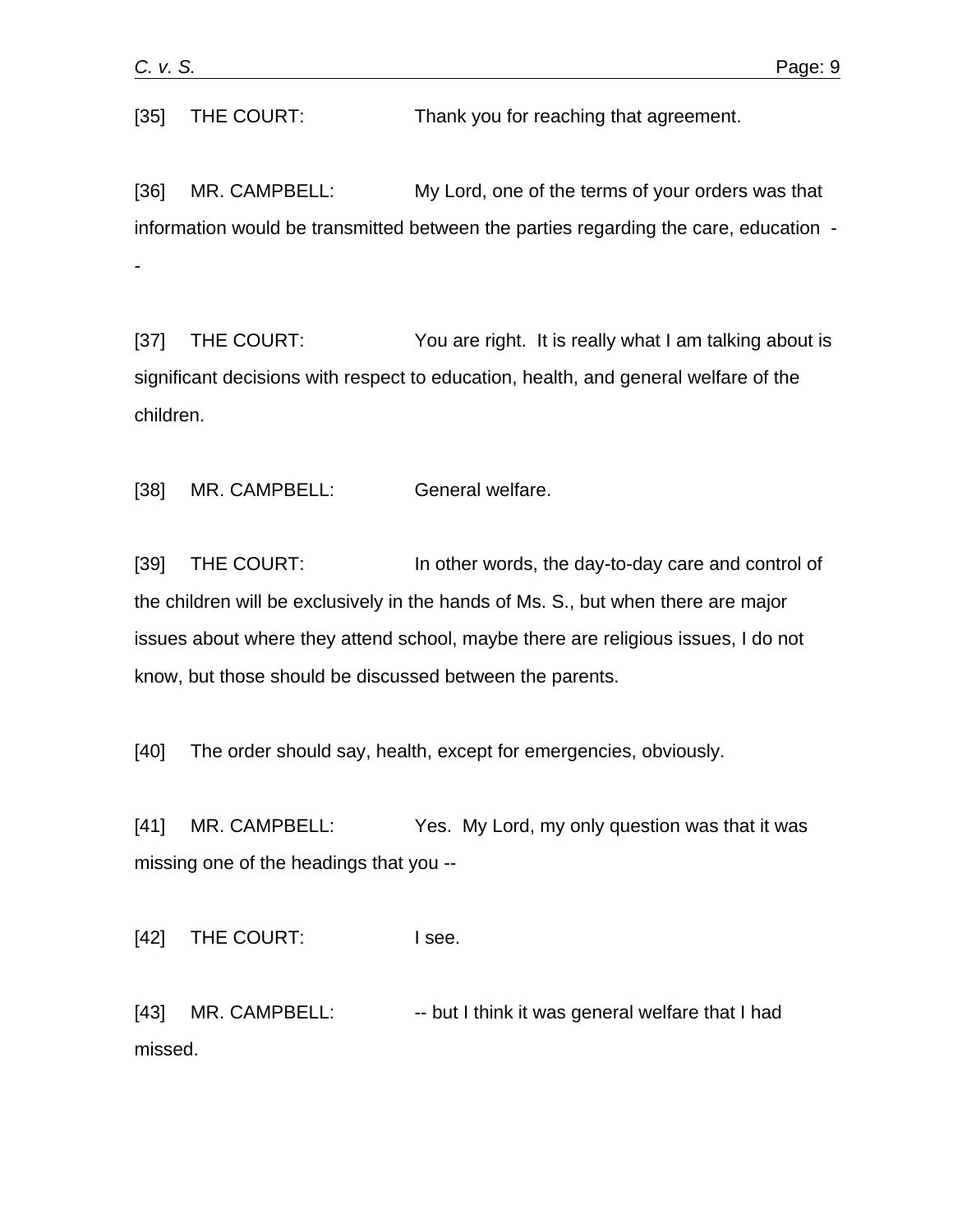[35] THE COURT: Thank you for reaching that agreement.

[36] MR. CAMPBELL: My Lord, one of the terms of your orders was that information would be transmitted between the parties regarding the care, education --

[37] THE COURT: You are right. It is really what I am talking about is significant decisions with respect to education, health, and general welfare of the children.

[38] MR. CAMPBELL: General welfare.

[39] THE COURT: In other words, the day-to-day care and control of the children will be exclusively in the hands of Ms. S., but when there are major issues about where they attend school, maybe there are religious issues, I do not know, but those should be discussed between the parents.

[40] The order should say, health, except for emergencies, obviously.

[41] MR. CAMPBELL: Yes. My Lord, my only question was that it was missing one of the headings that you --

[42] THE COURT: I see.

[43] MR. CAMPBELL: -- but I think it was general welfare that I had missed.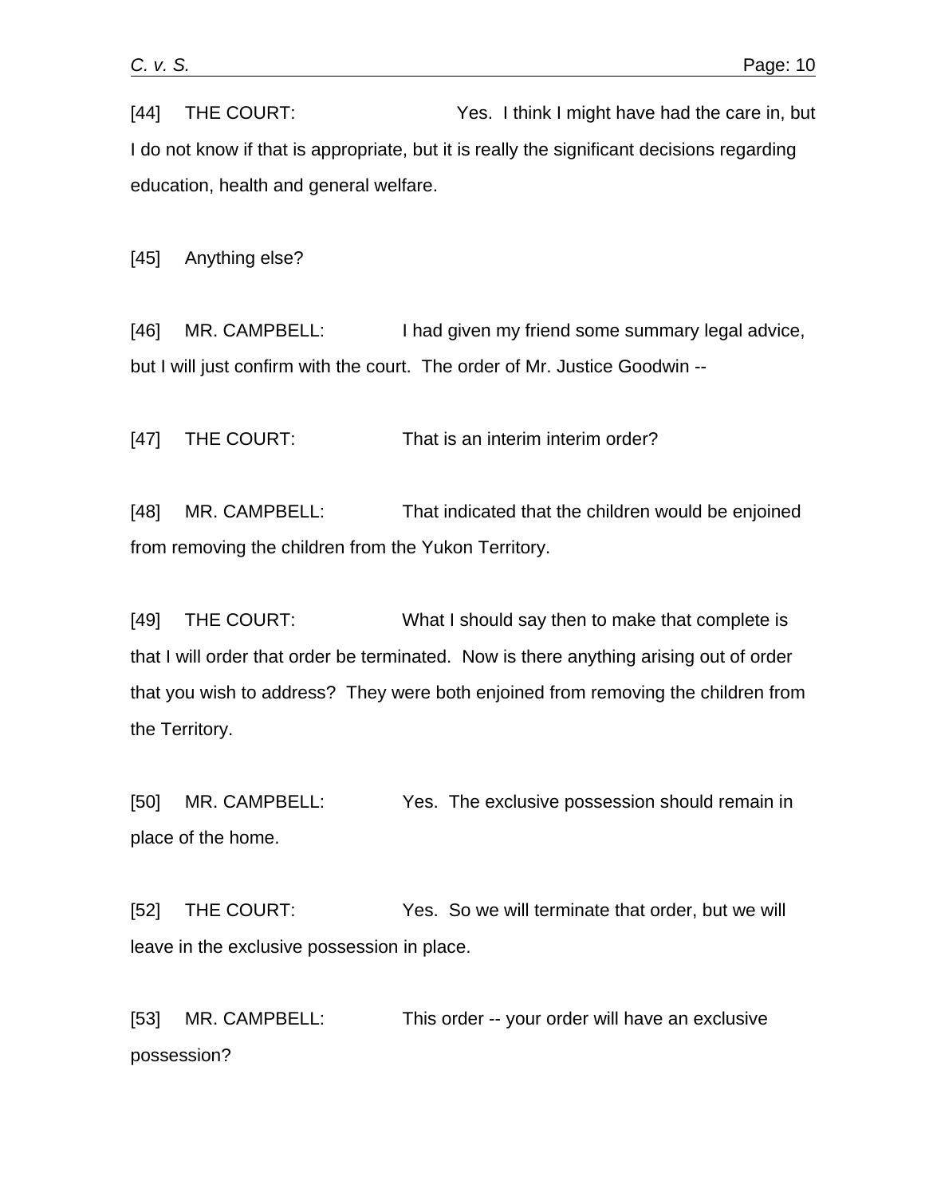[44] THE COURT: Yes. I think I might have had the care in, but I do not know if that is appropriate, but it is really the significant decisions regarding education, health and general welfare.

[45] Anything else?

[46] MR. CAMPBELL: I had given my friend some summary legal advice, but I will just confirm with the court. The order of Mr. Justice Goodwin --

[47] THE COURT: That is an interim interim order?

[48] MR. CAMPBELL: That indicated that the children would be enjoined from removing the children from the Yukon Territory.

[49] THE COURT: What I should say then to make that complete is that I will order that order be terminated. Now is there anything arising out of order that you wish to address? They were both enjoined from removing the children from the Territory.

[50] MR. CAMPBELL: Yes. The exclusive possession should remain in place of the home.

[52] THE COURT: Yes. So we will terminate that order, but we will leave in the exclusive possession in place.

[53] MR. CAMPBELL: This order -- your order will have an exclusive possession?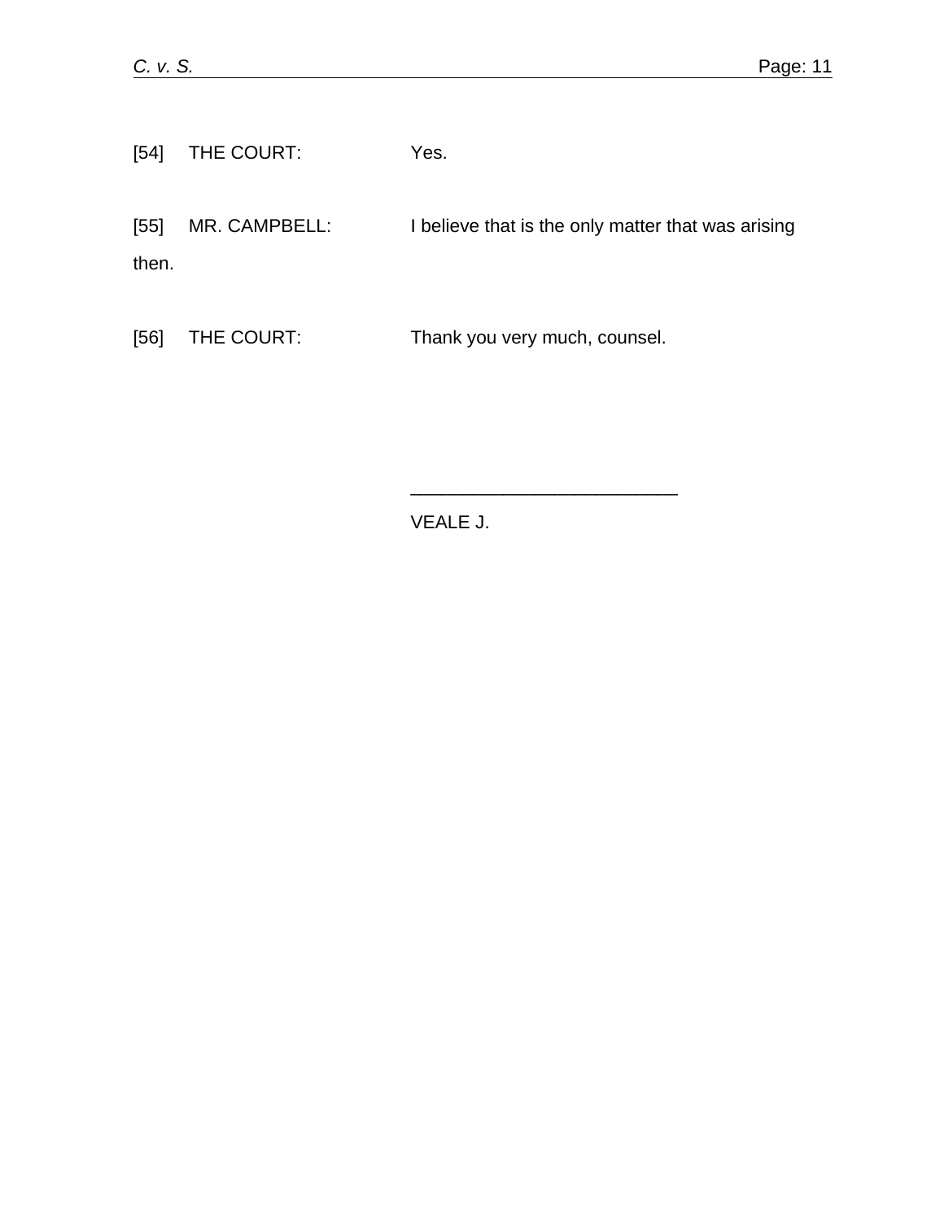[54] THE COURT: Yes.

[55] MR. CAMPBELL: I believe that is the only matter that was arising then.

[56] THE COURT: Thank you very much, counsel.

\_\_\_\_\_\_\_\_\_\_\_\_\_\_\_\_\_\_\_\_\_\_\_\_\_\_

VEALE J.